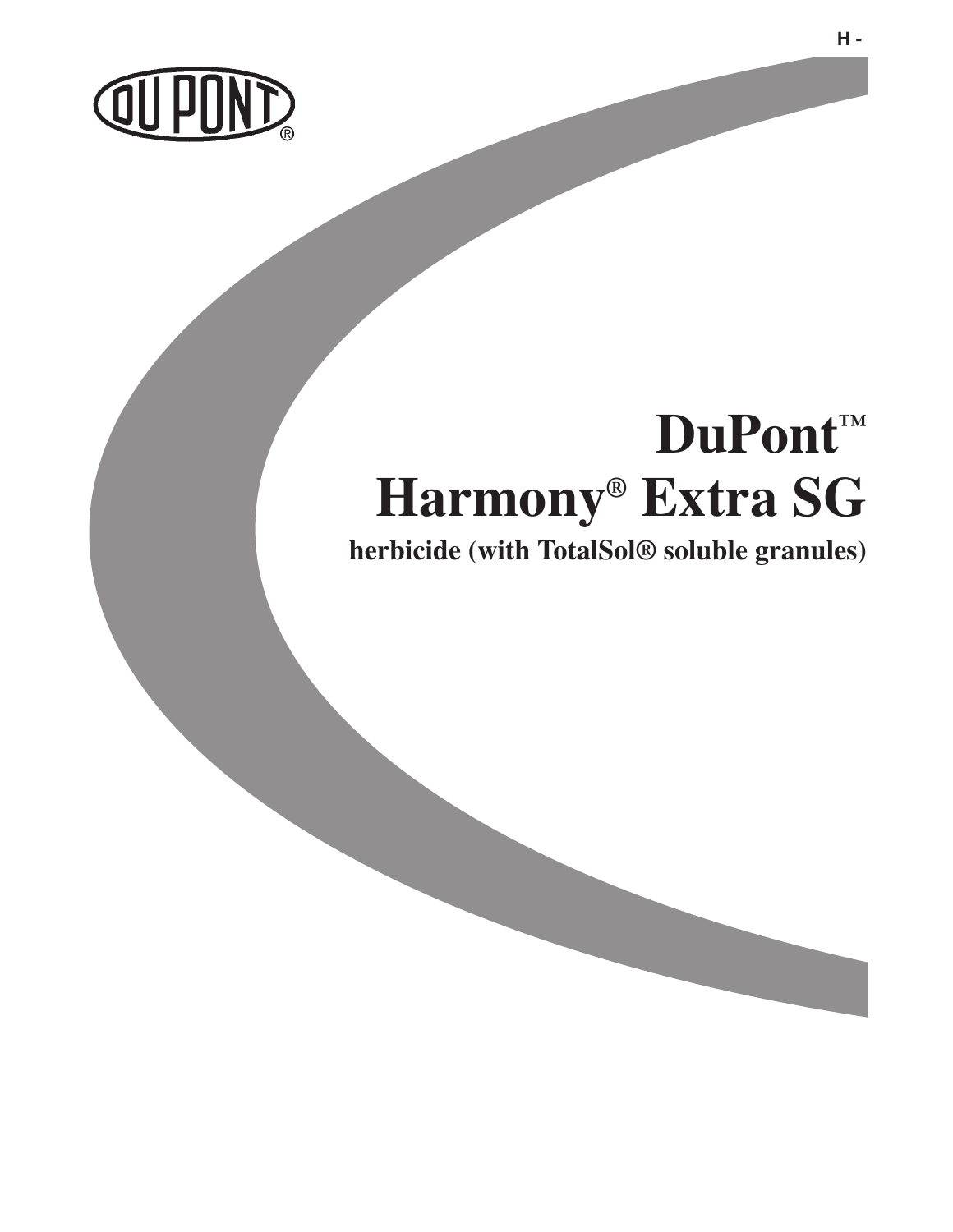H -

DUPONT®

# DuPont™ Harmony® Extra SG

**herbicide (with TotalSol® soluble granules)**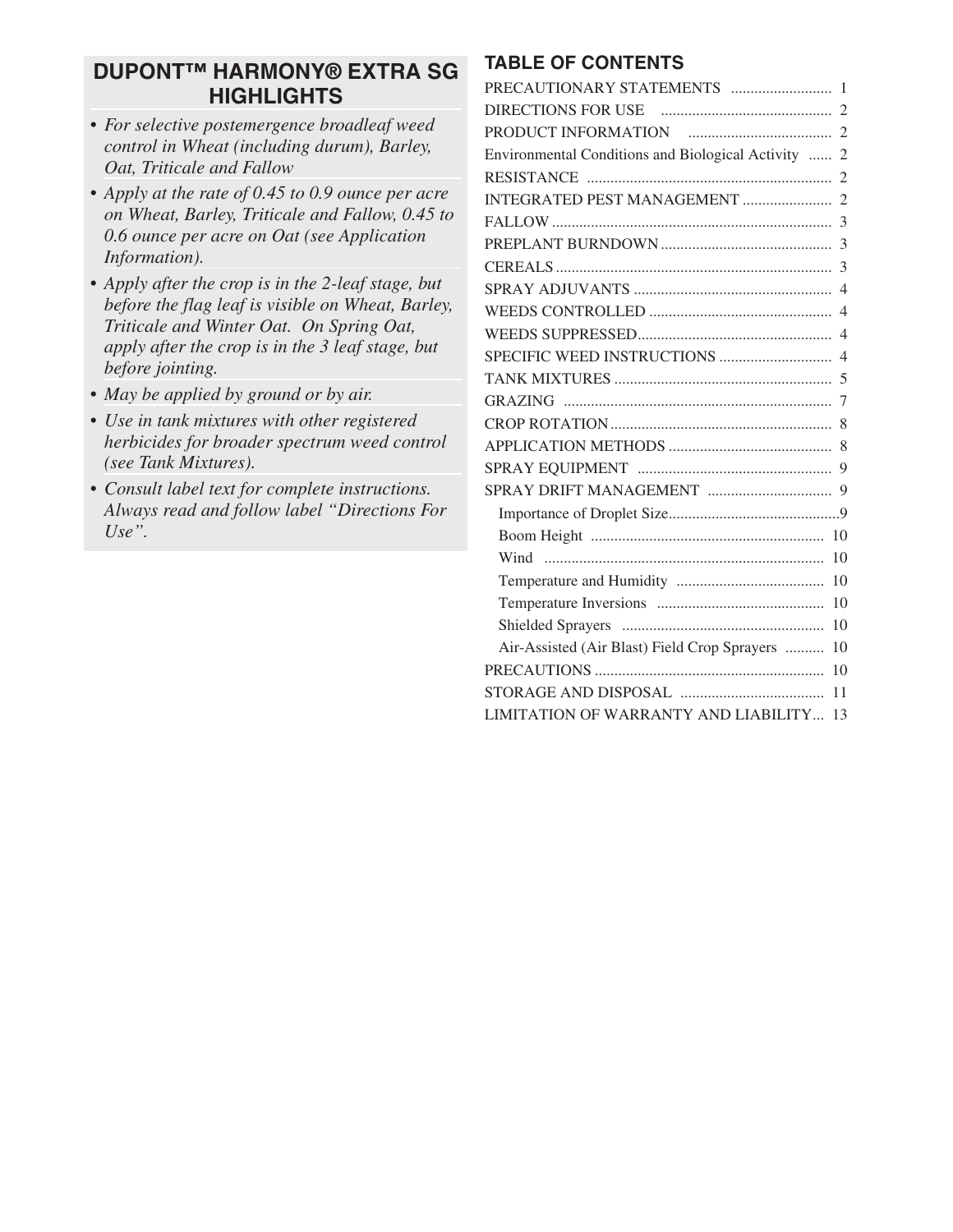## DUPONT™ HARMONY® EXTRA SG HIGHLIGHTS

- *For selective postemergence broadleaf weed control in Wheat (including durum), Barley, Oat, Triticale and Fallow*
- *Apply at the rate of 0.45 to 0.9 ounce per acre on Wheat, Barley, Triticale and Fallow, 0.45 to 0.6 ounce per acre on Oat (see Application Information).*
- *Apply after the crop is in the 2-leaf stage, but before the flag leaf is visible on Wheat, Barley, Triticale and Winter Oat. On Spring Oat, apply after the crop is in the 3 leaf stage, but before jointing.*
- *May be applied by ground or by air.*
- *Use in tank mixtures with other registered herbicides for broader spectrum weed control (see Tank Mixtures).*
- *Consult label text for complete instructions. Always read and follow label "Directions For Use".*

## TABLE OF CONTENTS

| Section | Page |
|---|---|
| PRECAUTIONARY STATEMENTS | 1 |
| DIRECTIONS FOR USE | 2 |
| PRODUCT INFORMATION | 2 |
| Environmental Conditions and Biological Activity | 2 |
| RESISTANCE | 2 |
| INTEGRATED PEST MANAGEMENT | 2 |
| FALLOW | 3 |
| PREPLANT BURNDOWN | 3 |
| CEREALS | 3 |
| SPRAY ADJUVANTS | 4 |
| WEEDS CONTROLLED | 4 |
| WEEDS SUPPRESSED | 4 |
| SPECIFIC WEED INSTRUCTIONS | 4 |
| TANK MIXTURES | 5 |
| GRAZING | 7 |
| CROP ROTATION | 8 |
| APPLICATION METHODS | 8 |
| SPRAY EQUIPMENT | 9 |
| SPRAY DRIFT MANAGEMENT | 9 |
| Importance of Droplet Size | 9 |
| Boom Height | 10 |
| Wind | 10 |
| Temperature and Humidity | 10 |
| Temperature Inversions | 10 |
| Shielded Sprayers | 10 |
| Air-Assisted (Air Blast) Field Crop Sprayers | 10 |
| PRECAUTIONS | 10 |
| STORAGE AND DISPOSAL | 11 |
| LIMITATION OF WARRANTY AND LIABILITY | 13 |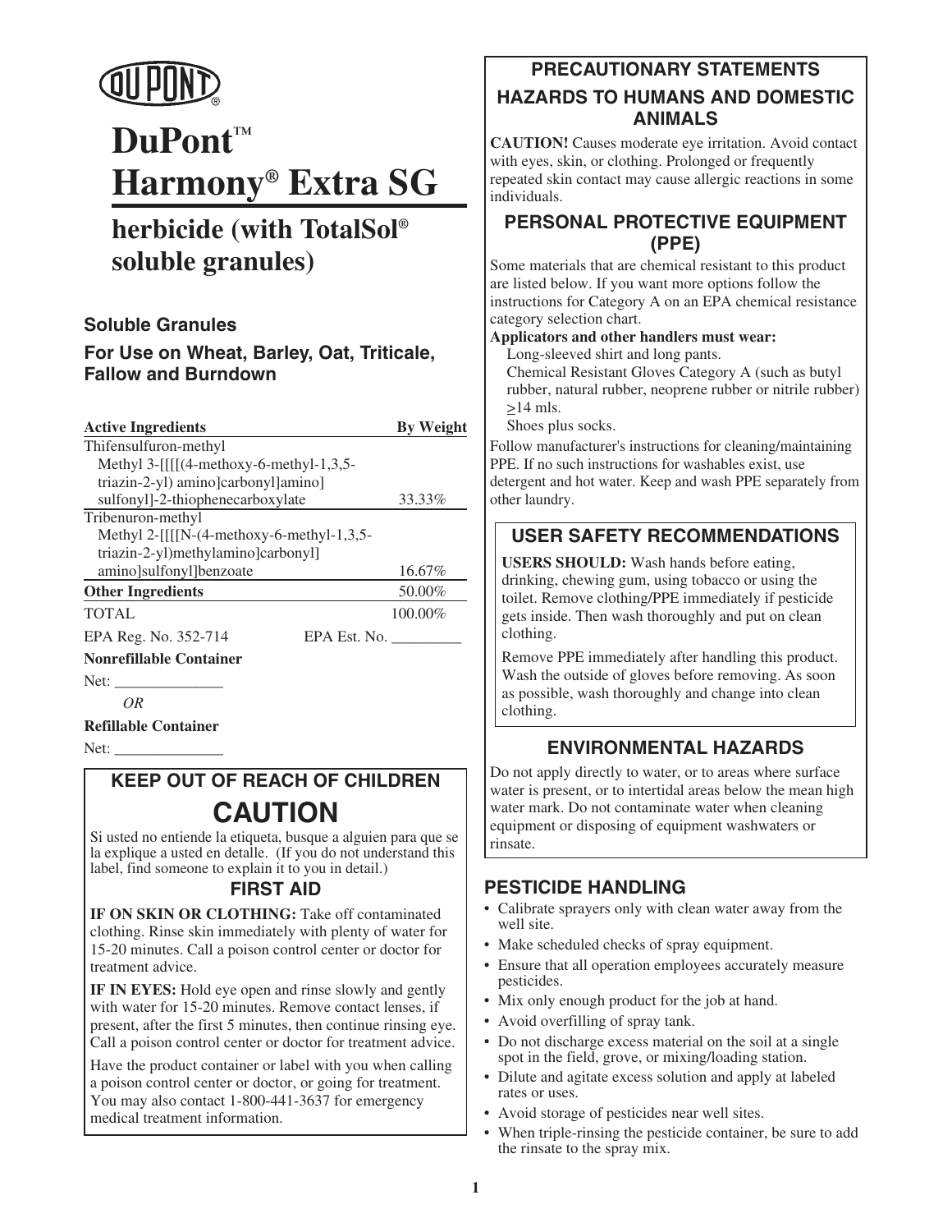# DuPont™ Harmony® Extra SG

## herbicide (with TotalSol® soluble granules)

### Soluble Granules

### For Use on Wheat, Barley, Oat, Triticale, Fallow and Burndown

| Active Ingredients | By Weight |
|---|---|
| Thifensulfuron-methyl<br>Methyl 3-[[[[(4-methoxy-6-methyl-1,3,5-triazin-2-yl) amino]carbonyl]amino] sulfonyl]-2-thiophenecarboxylate | 33.33% |
| Tribenuron-methyl<br>Methyl 2-[[[[N-(4-methoxy-6-methyl-1,3,5-triazin-2-yl)methylamino]carbonyl] amino]sulfonyl]benzoate | 16.67% |
| **Other Ingredients** | 50.00% |
| TOTAL | 100.00% |

EPA Reg. No. 352-714 EPA Est. No. _________

**Nonrefillable Container**

Net: ______________

*OR*

**Refillable Container**

Net: ______________

## KEEP OUT OF REACH OF CHILDREN

## CAUTION

Si usted no entiende la etiqueta, busque a alguien para que se la explique a usted en detalle. (If you do not understand this label, find someone to explain it to you in detail.)

### FIRST AID

**IF ON SKIN OR CLOTHING:** Take off contaminated clothing. Rinse skin immediately with plenty of water for 15-20 minutes. Call a poison control center or doctor for treatment advice.

**IF IN EYES:** Hold eye open and rinse slowly and gently with water for 15-20 minutes. Remove contact lenses, if present, after the first 5 minutes, then continue rinsing eye. Call a poison control center or doctor for treatment advice.

Have the product container or label with you when calling a poison control center or doctor, or going for treatment. You may also contact 1-800-441-3637 for emergency medical treatment information.

## PRECAUTIONARY STATEMENTS

### HAZARDS TO HUMANS AND DOMESTIC ANIMALS

**CAUTION!** Causes moderate eye irritation. Avoid contact with eyes, skin, or clothing. Prolonged or frequently repeated skin contact may cause allergic reactions in some individuals.

### PERSONAL PROTECTIVE EQUIPMENT (PPE)

Some materials that are chemical resistant to this product are listed below. If you want more options follow the instructions for Category A on an EPA chemical resistance category selection chart.

**Applicators and other handlers must wear:**

Long-sleeved shirt and long pants.

Chemical Resistant Gloves Category A (such as butyl rubber, natural rubber, neoprene rubber or nitrile rubber) ≥14 mls.

Shoes plus socks.

Follow manufacturer's instructions for cleaning/maintaining PPE. If no such instructions for washables exist, use detergent and hot water. Keep and wash PPE separately from other laundry.

### USER SAFETY RECOMMENDATIONS

**USERS SHOULD:** Wash hands before eating, drinking, chewing gum, using tobacco or using the toilet. Remove clothing/PPE immediately if pesticide gets inside. Then wash thoroughly and put on clean clothing.

Remove PPE immediately after handling this product. Wash the outside of gloves before removing. As soon as possible, wash thoroughly and change into clean clothing.

### ENVIRONMENTAL HAZARDS

Do not apply directly to water, or to areas where surface water is present, or to intertidal areas below the mean high water mark. Do not contaminate water when cleaning equipment or disposing of equipment washwaters or rinsate.

## PESTICIDE HANDLING

- Calibrate sprayers only with clean water away from the well site.
- Make scheduled checks of spray equipment.
- Ensure that all operation employees accurately measure pesticides.
- Mix only enough product for the job at hand.
- Avoid overfilling of spray tank.
- Do not discharge excess material on the soil at a single spot in the field, grove, or mixing/loading station.
- Dilute and agitate excess solution and apply at labeled rates or uses.
- Avoid storage of pesticides near well sites.
- When triple-rinsing the pesticide container, be sure to add the rinsate to the spray mix.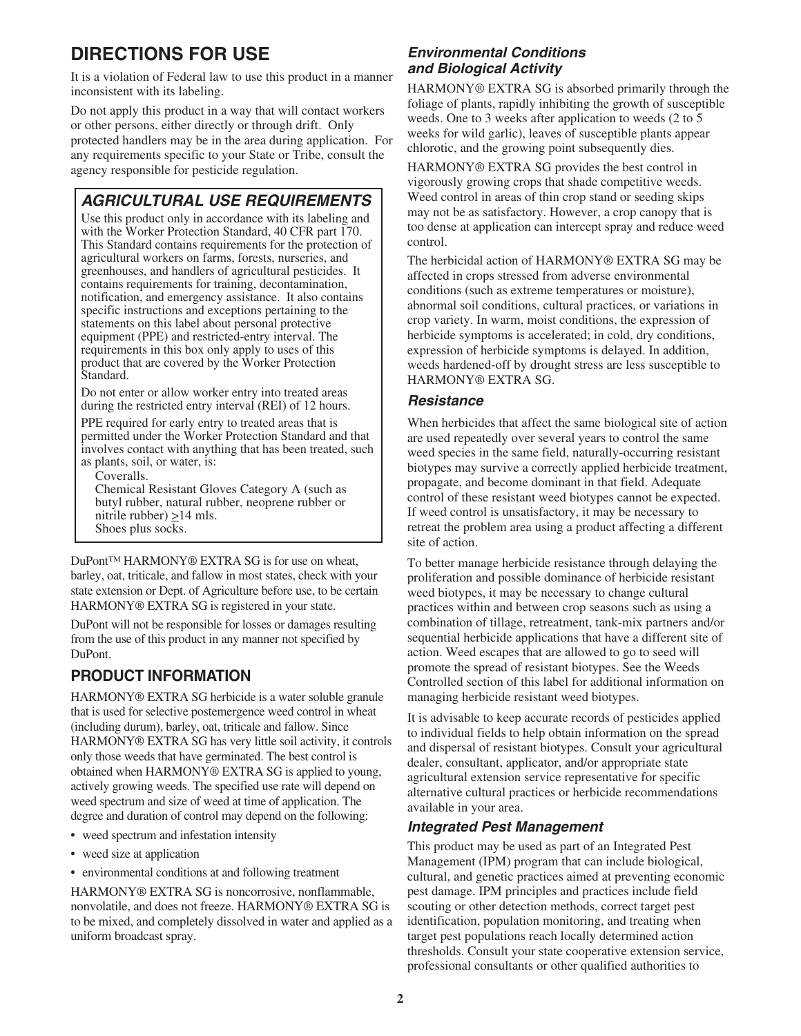# DIRECTIONS FOR USE

It is a violation of Federal law to use this product in a manner inconsistent with its labeling.

Do not apply this product in a way that will contact workers or other persons, either directly or through drift. Only protected handlers may be in the area during application. For any requirements specific to your State or Tribe, consult the agency responsible for pesticide regulation.

## *AGRICULTURAL USE REQUIREMENTS*

Use this product only in accordance with its labeling and with the Worker Protection Standard, 40 CFR part 170. This Standard contains requirements for the protection of agricultural workers on farms, forests, nurseries, and greenhouses, and handlers of agricultural pesticides. It contains requirements for training, decontamination, notification, and emergency assistance. It also contains specific instructions and exceptions pertaining to the statements on this label about personal protective equipment (PPE) and restricted-entry interval. The requirements in this box only apply to uses of this product that are covered by the Worker Protection Standard.

Do not enter or allow worker entry into treated areas during the restricted entry interval (REI) of 12 hours.

PPE required for early entry to treated areas that is permitted under the Worker Protection Standard and that involves contact with anything that has been treated, such as plants, soil, or water, is:

Coveralls.
Chemical Resistant Gloves Category A (such as butyl rubber, natural rubber, neoprene rubber or nitrile rubber) ≥14 mls.
Shoes plus socks.

DuPont™ HARMONY® EXTRA SG is for use on wheat, barley, oat, triticale, and fallow in most states, check with your state extension or Dept. of Agriculture before use, to be certain HARMONY® EXTRA SG is registered in your state.

DuPont will not be responsible for losses or damages resulting from the use of this product in any manner not specified by DuPont.

## PRODUCT INFORMATION

HARMONY® EXTRA SG herbicide is a water soluble granule that is used for selective postemergence weed control in wheat (including durum), barley, oat, triticale and fallow. Since HARMONY® EXTRA SG has very little soil activity, it controls only those weeds that have germinated. The best control is obtained when HARMONY® EXTRA SG is applied to young, actively growing weeds. The specified use rate will depend on weed spectrum and size of weed at time of application. The degree and duration of control may depend on the following:

- weed spectrum and infestation intensity
- weed size at application
- environmental conditions at and following treatment

HARMONY® EXTRA SG is noncorrosive, nonflammable, nonvolatile, and does not freeze. HARMONY® EXTRA SG is to be mixed, and completely dissolved in water and applied as a uniform broadcast spray.

### *Environmental Conditions and Biological Activity*

HARMONY® EXTRA SG is absorbed primarily through the foliage of plants, rapidly inhibiting the growth of susceptible weeds. One to 3 weeks after application to weeds (2 to 5 weeks for wild garlic), leaves of susceptible plants appear chlorotic, and the growing point subsequently dies.

HARMONY® EXTRA SG provides the best control in vigorously growing crops that shade competitive weeds. Weed control in areas of thin crop stand or seeding skips may not be as satisfactory. However, a crop canopy that is too dense at application can intercept spray and reduce weed control.

The herbicidal action of HARMONY® EXTRA SG may be affected in crops stressed from adverse environmental conditions (such as extreme temperatures or moisture), abnormal soil conditions, cultural practices, or variations in crop variety. In warm, moist conditions, the expression of herbicide symptoms is accelerated; in cold, dry conditions, expression of herbicide symptoms is delayed. In addition, weeds hardened-off by drought stress are less susceptible to HARMONY® EXTRA SG.

### *Resistance*

When herbicides that affect the same biological site of action are used repeatedly over several years to control the same weed species in the same field, naturally-occurring resistant biotypes may survive a correctly applied herbicide treatment, propagate, and become dominant in that field. Adequate control of these resistant weed biotypes cannot be expected. If weed control is unsatisfactory, it may be necessary to retreat the problem area using a product affecting a different site of action.

To better manage herbicide resistance through delaying the proliferation and possible dominance of herbicide resistant weed biotypes, it may be necessary to change cultural practices within and between crop seasons such as using a combination of tillage, retreatment, tank-mix partners and/or sequential herbicide applications that have a different site of action. Weed escapes that are allowed to go to seed will promote the spread of resistant biotypes. See the Weeds Controlled section of this label for additional information on managing herbicide resistant weed biotypes.

It is advisable to keep accurate records of pesticides applied to individual fields to help obtain information on the spread and dispersal of resistant biotypes. Consult your agricultural dealer, consultant, applicator, and/or appropriate state agricultural extension service representative for specific alternative cultural practices or herbicide recommendations available in your area.

### *Integrated Pest Management*

This product may be used as part of an Integrated Pest Management (IPM) program that can include biological, cultural, and genetic practices aimed at preventing economic pest damage. IPM principles and practices include field scouting or other detection methods, correct target pest identification, population monitoring, and treating when target pest populations reach locally determined action thresholds. Consult your state cooperative extension service, professional consultants or other qualified authorities to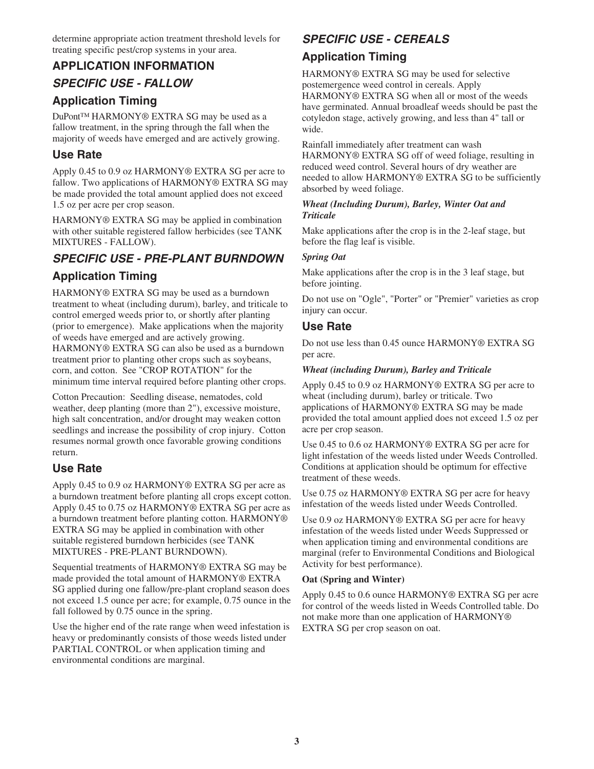determine appropriate action treatment threshold levels for treating specific pest/crop systems in your area.

## APPLICATION INFORMATION

### *SPECIFIC USE - FALLOW*

#### Application Timing

DuPont™ HARMONY® EXTRA SG may be used as a fallow treatment, in the spring through the fall when the majority of weeds have emerged and are actively growing.

#### Use Rate

Apply 0.45 to 0.9 oz HARMONY® EXTRA SG per acre to fallow. Two applications of HARMONY® EXTRA SG may be made provided the total amount applied does not exceed 1.5 oz per acre per crop season.

HARMONY® EXTRA SG may be applied in combination with other suitable registered fallow herbicides (see TANK MIXTURES - FALLOW).

### *SPECIFIC USE - PRE-PLANT BURNDOWN*

#### Application Timing

HARMONY® EXTRA SG may be used as a burndown treatment to wheat (including durum), barley, and triticale to control emerged weeds prior to, or shortly after planting (prior to emergence). Make applications when the majority of weeds have emerged and are actively growing. HARMONY® EXTRA SG can also be used as a burndown treatment prior to planting other crops such as soybeans, corn, and cotton. See "CROP ROTATION" for the minimum time interval required before planting other crops.

Cotton Precaution: Seedling disease, nematodes, cold weather, deep planting (more than 2"), excessive moisture, high salt concentration, and/or drought may weaken cotton seedlings and increase the possibility of crop injury. Cotton resumes normal growth once favorable growing conditions return.

#### Use Rate

Apply 0.45 to 0.9 oz HARMONY® EXTRA SG per acre as a burndown treatment before planting all crops except cotton. Apply 0.45 to 0.75 oz HARMONY® EXTRA SG per acre as a burndown treatment before planting cotton. HARMONY® EXTRA SG may be applied in combination with other suitable registered burndown herbicides (see TANK MIXTURES - PRE-PLANT BURNDOWN).

Sequential treatments of HARMONY® EXTRA SG may be made provided the total amount of HARMONY® EXTRA SG applied during one fallow/pre-plant cropland season does not exceed 1.5 ounce per acre; for example, 0.75 ounce in the fall followed by 0.75 ounce in the spring.

Use the higher end of the rate range when weed infestation is heavy or predominantly consists of those weeds listed under PARTIAL CONTROL or when application timing and environmental conditions are marginal.

### *SPECIFIC USE - CEREALS*

#### Application Timing

HARMONY® EXTRA SG may be used for selective postemergence weed control in cereals. Apply HARMONY® EXTRA SG when all or most of the weeds have germinated. Annual broadleaf weeds should be past the cotyledon stage, actively growing, and less than 4" tall or wide.

Rainfall immediately after treatment can wash HARMONY® EXTRA SG off of weed foliage, resulting in reduced weed control. Several hours of dry weather are needed to allow HARMONY® EXTRA SG to be sufficiently absorbed by weed foliage.

***Wheat (Including Durum), Barley, Winter Oat and Triticale***

Make applications after the crop is in the 2-leaf stage, but before the flag leaf is visible.

***Spring Oat***

Make applications after the crop is in the 3 leaf stage, but before jointing.

Do not use on "Ogle", "Porter" or "Premier" varieties as crop injury can occur.

#### Use Rate

Do not use less than 0.45 ounce HARMONY® EXTRA SG per acre.

***Wheat (including Durum), Barley and Triticale***

Apply 0.45 to 0.9 oz HARMONY® EXTRA SG per acre to wheat (including durum), barley or triticale. Two applications of HARMONY® EXTRA SG may be made provided the total amount applied does not exceed 1.5 oz per acre per crop season.

Use 0.45 to 0.6 oz HARMONY® EXTRA SG per acre for light infestation of the weeds listed under Weeds Controlled. Conditions at application should be optimum for effective treatment of these weeds.

Use 0.75 oz HARMONY® EXTRA SG per acre for heavy infestation of the weeds listed under Weeds Controlled.

Use 0.9 oz HARMONY® EXTRA SG per acre for heavy infestation of the weeds listed under Weeds Suppressed or when application timing and environmental conditions are marginal (refer to Environmental Conditions and Biological Activity for best performance).

**Oat (Spring and Winter)**

Apply 0.45 to 0.6 ounce HARMONY® EXTRA SG per acre for control of the weeds listed in Weeds Controlled table. Do not make more than one application of HARMONY® EXTRA SG per crop season on oat.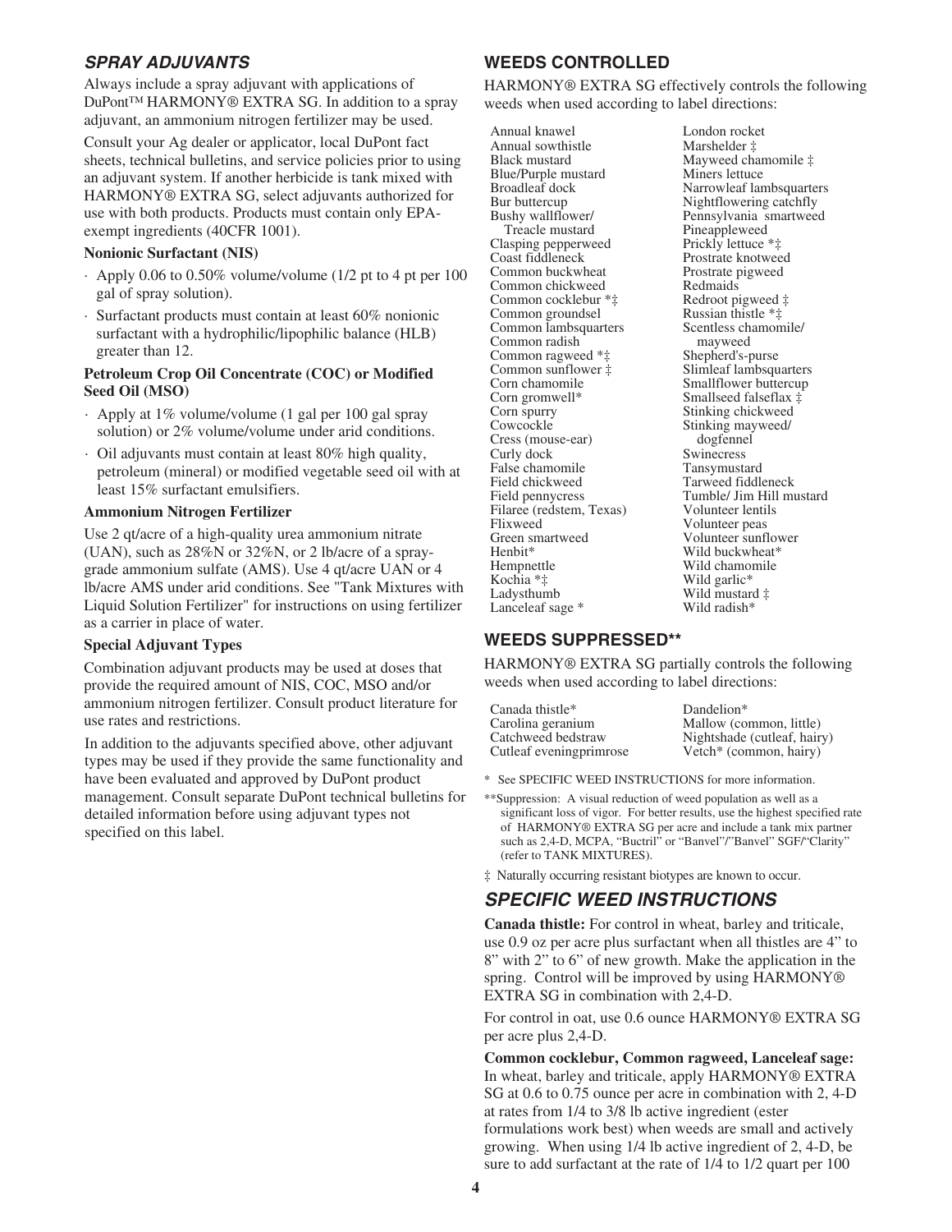## *SPRAY ADJUVANTS*

Always include a spray adjuvant with applications of DuPont™ HARMONY® EXTRA SG. In addition to a spray adjuvant, an ammonium nitrogen fertilizer may be used.

Consult your Ag dealer or applicator, local DuPont fact sheets, technical bulletins, and service policies prior to using an adjuvant system. If another herbicide is tank mixed with HARMONY® EXTRA SG, select adjuvants authorized for use with both products. Products must contain only EPA-exempt ingredients (40CFR 1001).

**Nonionic Surfactant (NIS)**

- Apply 0.06 to 0.50% volume/volume (1/2 pt to 4 pt per 100 gal of spray solution).
- Surfactant products must contain at least 60% nonionic surfactant with a hydrophilic/lipophilic balance (HLB) greater than 12.

**Petroleum Crop Oil Concentrate (COC) or Modified Seed Oil (MSO)**

- Apply at 1% volume/volume (1 gal per 100 gal spray solution) or 2% volume/volume under arid conditions.
- Oil adjuvants must contain at least 80% high quality, petroleum (mineral) or modified vegetable seed oil with at least 15% surfactant emulsifiers.

**Ammonium Nitrogen Fertilizer**

Use 2 qt/acre of a high-quality urea ammonium nitrate (UAN), such as 28%N or 32%N, or 2 lb/acre of a spray-grade ammonium sulfate (AMS). Use 4 qt/acre UAN or 4 lb/acre AMS under arid conditions. See "Tank Mixtures with Liquid Solution Fertilizer" for instructions on using fertilizer as a carrier in place of water.

**Special Adjuvant Types**

Combination adjuvant products may be used at doses that provide the required amount of NIS, COC, MSO and/or ammonium nitrogen fertilizer. Consult product literature for use rates and restrictions.

In addition to the adjuvants specified above, other adjuvant types may be used if they provide the same functionality and have been evaluated and approved by DuPont product management. Consult separate DuPont technical bulletins for detailed information before using adjuvant types not specified on this label.

## WEEDS CONTROLLED

HARMONY® EXTRA SG effectively controls the following weeds when used according to label directions:

Annual knawel
Annual sowthistle
Black mustard
Blue/Purple mustard
Broadleaf dock
Bur buttercup
Bushy wallflower/ Treacle mustard
Clasping pepperweed
Coast fiddleneck
Common buckwheat
Common chickweed
Common cocklebur *‡
Common groundsel
Common lambsquarters
Common radish
Common ragweed *‡
Common sunflower ‡
Corn chamomile
Corn gromwell*
Corn spurry
Cowcockle
Cress (mouse-ear)
Curly dock
False chamomile
Field chickweed
Field pennycress
Filaree (redstem, Texas)
Flixweed
Green smartweed
Henbit*
Hempnettle
Kochia *‡
Ladysthumb
Lanceleaf sage *
London rocket
Marshelder ‡
Mayweed chamomile ‡
Miners lettuce
Narrowleaf lambsquarters
Nightflowering catchfly
Pennsylvania smartweed
Pineappleweed
Prickly lettuce *‡
Prostrate knotweed
Prostrate pigweed
Redmaids
Redroot pigweed ‡
Russian thistle *‡
Scentless chamomile/ mayweed
Shepherd's-purse
Slimleaf lambsquarters
Smallflower buttercup
Smallseed falseflax ‡
Stinking chickweed
Stinking mayweed/ dogfennel
Swinecress
Tansymustard
Tarweed fiddleneck
Tumble/ Jim Hill mustard
Volunteer lentils
Volunteer peas
Volunteer sunflower
Wild buckwheat*
Wild chamomile
Wild garlic*
Wild mustard ‡
Wild radish*

## WEEDS SUPPRESSED**

HARMONY® EXTRA SG partially controls the following weeds when used according to label directions:

Canada thistle*
Carolina geranium
Catchweed bedstraw
Cutleaf eveningprimrose
Dandelion*
Mallow (common, little)
Nightshade (cutleaf, hairy)
Vetch* (common, hairy)

\* See SPECIFIC WEED INSTRUCTIONS for more information.

**Suppression: A visual reduction of weed population as well as a significant loss of vigor. For better results, use the highest specified rate of HARMONY® EXTRA SG per acre and include a tank mix partner such as 2,4-D, MCPA, "Buctril" or "Banvel"/"Banvel" SGF/"Clarity" (refer to TANK MIXTURES).

‡ Naturally occurring resistant biotypes are known to occur.

## *SPECIFIC WEED INSTRUCTIONS*

**Canada thistle:** For control in wheat, barley and triticale, use 0.9 oz per acre plus surfactant when all thistles are 4" to 8" with 2" to 6" of new growth. Make the application in the spring. Control will be improved by using HARMONY® EXTRA SG in combination with 2,4-D.

For control in oat, use 0.6 ounce HARMONY® EXTRA SG per acre plus 2,4-D.

**Common cocklebur, Common ragweed, Lanceleaf sage:** In wheat, barley and triticale, apply HARMONY® EXTRA SG at 0.6 to 0.75 ounce per acre in combination with 2, 4-D at rates from 1/4 to 3/8 lb active ingredient (ester formulations work best) when weeds are small and actively growing. When using 1/4 lb active ingredient of 2, 4-D, be sure to add surfactant at the rate of 1/4 to 1/2 quart per 100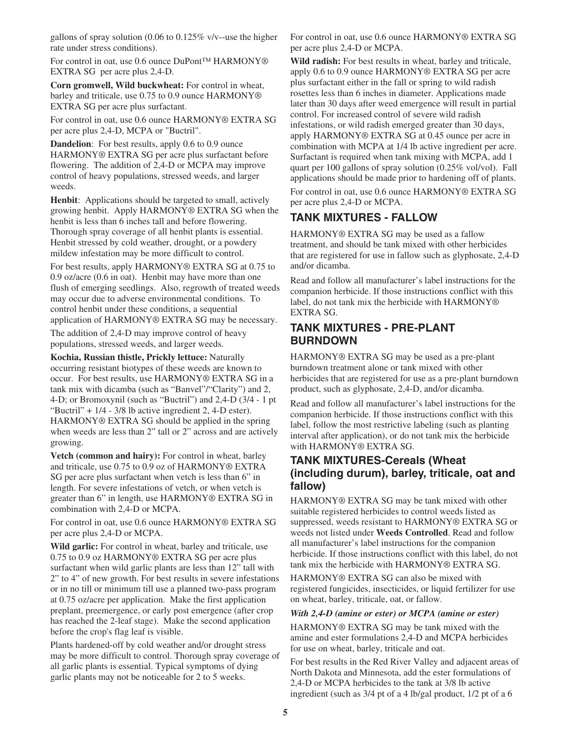gallons of spray solution (0.06 to 0.125% v/v--use the higher rate under stress conditions).

For control in oat, use 0.6 ounce DuPont™ HARMONY® EXTRA SG per acre plus 2,4-D.

**Corn gromwell, Wild buckwheat:** For control in wheat, barley and triticale, use 0.75 to 0.9 ounce HARMONY® EXTRA SG per acre plus surfactant.

For control in oat, use 0.6 ounce HARMONY® EXTRA SG per acre plus 2,4-D, MCPA or "Buctril".

**Dandelion**: For best results, apply 0.6 to 0.9 ounce HARMONY® EXTRA SG per acre plus surfactant before flowering. The addition of 2,4-D or MCPA may improve control of heavy populations, stressed weeds, and larger weeds.

**Henbit**: Applications should be targeted to small, actively growing henbit. Apply HARMONY® EXTRA SG when the henbit is less than 6 inches tall and before flowering. Thorough spray coverage of all henbit plants is essential. Henbit stressed by cold weather, drought, or a powdery mildew infestation may be more difficult to control.

For best results, apply HARMONY® EXTRA SG at 0.75 to 0.9 oz/acre (0.6 in oat). Henbit may have more than one flush of emerging seedlings. Also, regrowth of treated weeds may occur due to adverse environmental conditions. To control henbit under these conditions, a sequential application of HARMONY® EXTRA SG may be necessary.

The addition of 2,4-D may improve control of heavy populations, stressed weeds, and larger weeds.

**Kochia, Russian thistle, Prickly lettuce:** Naturally occurring resistant biotypes of these weeds are known to occur. For best results, use HARMONY® EXTRA SG in a tank mix with dicamba (such as "Banvel"/"Clarity") and 2, 4-D; or Bromoxynil (such as "Buctril") and 2,4-D (3/4 - 1 pt "Buctril" + 1/4 - 3/8 lb active ingredient 2, 4-D ester). HARMONY® EXTRA SG should be applied in the spring when weeds are less than 2" tall or 2" across and are actively growing.

**Vetch (common and hairy):** For control in wheat, barley and triticale, use 0.75 to 0.9 oz of HARMONY® EXTRA SG per acre plus surfactant when vetch is less than 6" in length. For severe infestations of vetch, or when vetch is greater than 6" in length, use HARMONY® EXTRA SG in combination with 2,4-D or MCPA.

For control in oat, use 0.6 ounce HARMONY® EXTRA SG per acre plus 2,4-D or MCPA.

**Wild garlic:** For control in wheat, barley and triticale, use 0.75 to 0.9 oz HARMONY® EXTRA SG per acre plus surfactant when wild garlic plants are less than 12" tall with 2" to 4" of new growth. For best results in severe infestations or in no till or minimum till use a planned two-pass program at 0.75 oz/acre per application. Make the first application preplant, preemergence, or early post emergence (after crop has reached the 2-leaf stage). Make the second application before the crop's flag leaf is visible.

Plants hardened-off by cold weather and/or drought stress may be more difficult to control. Thorough spray coverage of all garlic plants is essential. Typical symptoms of dying garlic plants may not be noticeable for 2 to 5 weeks.

For control in oat, use 0.6 ounce HARMONY® EXTRA SG per acre plus 2,4-D or MCPA.

**Wild radish:** For best results in wheat, barley and triticale, apply 0.6 to 0.9 ounce HARMONY® EXTRA SG per acre plus surfactant either in the fall or spring to wild radish rosettes less than 6 inches in diameter. Applications made later than 30 days after weed emergence will result in partial control. For increased control of severe wild radish infestations, or wild radish emerged greater than 30 days, apply HARMONY® EXTRA SG at 0.45 ounce per acre in combination with MCPA at 1/4 lb active ingredient per acre. Surfactant is required when tank mixing with MCPA, add 1 quart per 100 gallons of spray solution (0.25% vol/vol). Fall applications should be made prior to hardening off of plants.

For control in oat, use 0.6 ounce HARMONY® EXTRA SG per acre plus 2,4-D or MCPA.

## TANK MIXTURES - FALLOW

HARMONY® EXTRA SG may be used as a fallow treatment, and should be tank mixed with other herbicides that are registered for use in fallow such as glyphosate, 2,4-D and/or dicamba.

Read and follow all manufacturer's label instructions for the companion herbicide. If those instructions conflict with this label, do not tank mix the herbicide with HARMONY® EXTRA SG.

## TANK MIXTURES - PRE-PLANT BURNDOWN

HARMONY® EXTRA SG may be used as a pre-plant burndown treatment alone or tank mixed with other herbicides that are registered for use as a pre-plant burndown product, such as glyphosate, 2,4-D, and/or dicamba.

Read and follow all manufacturer's label instructions for the companion herbicide. If those instructions conflict with this label, follow the most restrictive labeling (such as planting interval after application), or do not tank mix the herbicide with HARMONY® EXTRA SG.

## TANK MIXTURES-Cereals (Wheat (including durum), barley, triticale, oat and fallow)

HARMONY® EXTRA SG may be tank mixed with other suitable registered herbicides to control weeds listed as suppressed, weeds resistant to HARMONY® EXTRA SG or weeds not listed under **Weeds Controlled**. Read and follow all manufacturer's label instructions for the companion herbicide. If those instructions conflict with this label, do not tank mix the herbicide with HARMONY® EXTRA SG.

HARMONY® EXTRA SG can also be mixed with registered fungicides, insecticides, or liquid fertilizer for use on wheat, barley, triticale, oat, or fallow.

***With 2,4-D (amine or ester) or MCPA (amine or ester)***

HARMONY® EXTRA SG may be tank mixed with the amine and ester formulations 2,4-D and MCPA herbicides for use on wheat, barley, triticale and oat.

For best results in the Red River Valley and adjacent areas of North Dakota and Minnesota, add the ester formulations of 2,4-D or MCPA herbicides to the tank at 3/8 lb active ingredient (such as 3/4 pt of a 4 lb/gal product, 1/2 pt of a 6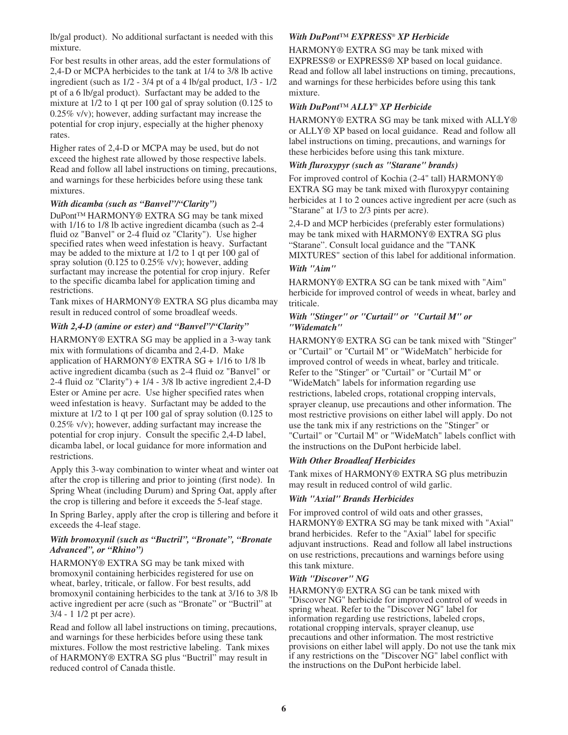lb/gal product). No additional surfactant is needed with this mixture.

For best results in other areas, add the ester formulations of 2,4-D or MCPA herbicides to the tank at 1/4 to 3/8 lb active ingredient (such as 1/2 - 3/4 pt of a 4 lb/gal product, 1/3 - 1/2 pt of a 6 lb/gal product). Surfactant may be added to the mixture at 1/2 to 1 qt per 100 gal of spray solution (0.125 to 0.25% v/v); however, adding surfactant may increase the potential for crop injury, especially at the higher phenoxy rates.

Higher rates of 2,4-D or MCPA may be used, but do not exceed the highest rate allowed by those respective labels. Read and follow all label instructions on timing, precautions, and warnings for these herbicides before using these tank mixtures.

***With dicamba (such as "Banvel"/"Clarity")***

DuPont™ HARMONY® EXTRA SG may be tank mixed with 1/16 to 1/8 lb active ingredient dicamba (such as 2-4 fluid oz "Banvel" or 2-4 fluid oz "Clarity"). Use higher specified rates when weed infestation is heavy. Surfactant may be added to the mixture at 1/2 to 1 qt per 100 gal of spray solution (0.125 to 0.25% v/v); however, adding surfactant may increase the potential for crop injury. Refer to the specific dicamba label for application timing and restrictions.

Tank mixes of HARMONY® EXTRA SG plus dicamba may result in reduced control of some broadleaf weeds.

***With 2,4-D (amine or ester) and "Banvel"/"Clarity"***

HARMONY® EXTRA SG may be applied in a 3-way tank mix with formulations of dicamba and 2,4-D. Make application of HARMONY® EXTRA SG + 1/16 to 1/8 lb active ingredient dicamba (such as 2-4 fluid oz "Banvel" or 2-4 fluid oz "Clarity") + 1/4 - 3/8 lb active ingredient 2,4-D Ester or Amine per acre. Use higher specified rates when weed infestation is heavy. Surfactant may be added to the mixture at 1/2 to 1 qt per 100 gal of spray solution (0.125 to 0.25% v/v); however, adding surfactant may increase the potential for crop injury. Consult the specific 2,4-D label, dicamba label, or local guidance for more information and restrictions.

Apply this 3-way combination to winter wheat and winter oat after the crop is tillering and prior to jointing (first node). In Spring Wheat (including Durum) and Spring Oat, apply after the crop is tillering and before it exceeds the 5-leaf stage.

In Spring Barley, apply after the crop is tillering and before it exceeds the 4-leaf stage.

***With bromoxynil (such as "Buctril", "Bronate", "Bronate Advanced", or "Rhino")***

HARMONY® EXTRA SG may be tank mixed with bromoxynil containing herbicides registered for use on wheat, barley, triticale, or fallow. For best results, add bromoxynil containing herbicides to the tank at 3/16 to 3/8 lb active ingredient per acre (such as "Bronate" or "Buctril" at 3/4 - 1 1/2 pt per acre).

Read and follow all label instructions on timing, precautions, and warnings for these herbicides before using these tank mixtures. Follow the most restrictive labeling. Tank mixes of HARMONY® EXTRA SG plus "Buctril" may result in reduced control of Canada thistle.

***With DuPont™ EXPRESS® XP Herbicide***

HARMONY® EXTRA SG may be tank mixed with EXPRESS® or EXPRESS® XP based on local guidance. Read and follow all label instructions on timing, precautions, and warnings for these herbicides before using this tank mixture.

***With DuPont™ ALLY® XP Herbicide***

HARMONY® EXTRA SG may be tank mixed with ALLY® or ALLY® XP based on local guidance. Read and follow all label instructions on timing, precautions, and warnings for these herbicides before using this tank mixture.

***With fluroxypyr (such as "Starane" brands)***

For improved control of Kochia (2-4" tall) HARMONY® EXTRA SG may be tank mixed with fluroxypyr containing herbicides at 1 to 2 ounces active ingredient per acre (such as "Starane" at 1/3 to 2/3 pints per acre).

2,4-D and MCP herbicides (preferably ester formulations) may be tank mixed with HARMONY® EXTRA SG plus "Starane". Consult local guidance and the "TANK MIXTURES" section of this label for additional information.

***With "Aim"***

HARMONY® EXTRA SG can be tank mixed with "Aim" herbicide for improved control of weeds in wheat, barley and triticale.

***With "Stinger" or "Curtail" or "Curtail M" or "Widematch"***

HARMONY® EXTRA SG can be tank mixed with "Stinger" or "Curtail" or "Curtail M" or "WideMatch" herbicide for improved control of weeds in wheat, barley and triticale. Refer to the "Stinger" or "Curtail" or "Curtail M" or "WideMatch" labels for information regarding use restrictions, labeled crops, rotational cropping intervals, sprayer cleanup, use precautions and other information. The most restrictive provisions on either label will apply. Do not use the tank mix if any restrictions on the "Stinger" or "Curtail" or "Curtail M" or "WideMatch" labels conflict with the instructions on the DuPont herbicide label.

***With Other Broadleaf Herbicides***

Tank mixes of HARMONY® EXTRA SG plus metribuzin may result in reduced control of wild garlic.

***With "Axial" Brands Herbicides***

For improved control of wild oats and other grasses, HARMONY® EXTRA SG may be tank mixed with "Axial" brand herbicides. Refer to the "Axial" label for specific adjuvant instructions. Read and follow all label instructions on use restrictions, precautions and warnings before using this tank mixture.

***With "Discover" NG***

HARMONY® EXTRA SG can be tank mixed with "Discover NG" herbicide for improved control of weeds in spring wheat. Refer to the "Discover NG" label for information regarding use restrictions, labeled crops, rotational cropping intervals, sprayer cleanup, use precautions and other information. The most restrictive provisions on either label will apply. Do not use the tank mix if any restrictions on the "Discover NG" label conflict with the instructions on the DuPont herbicide label.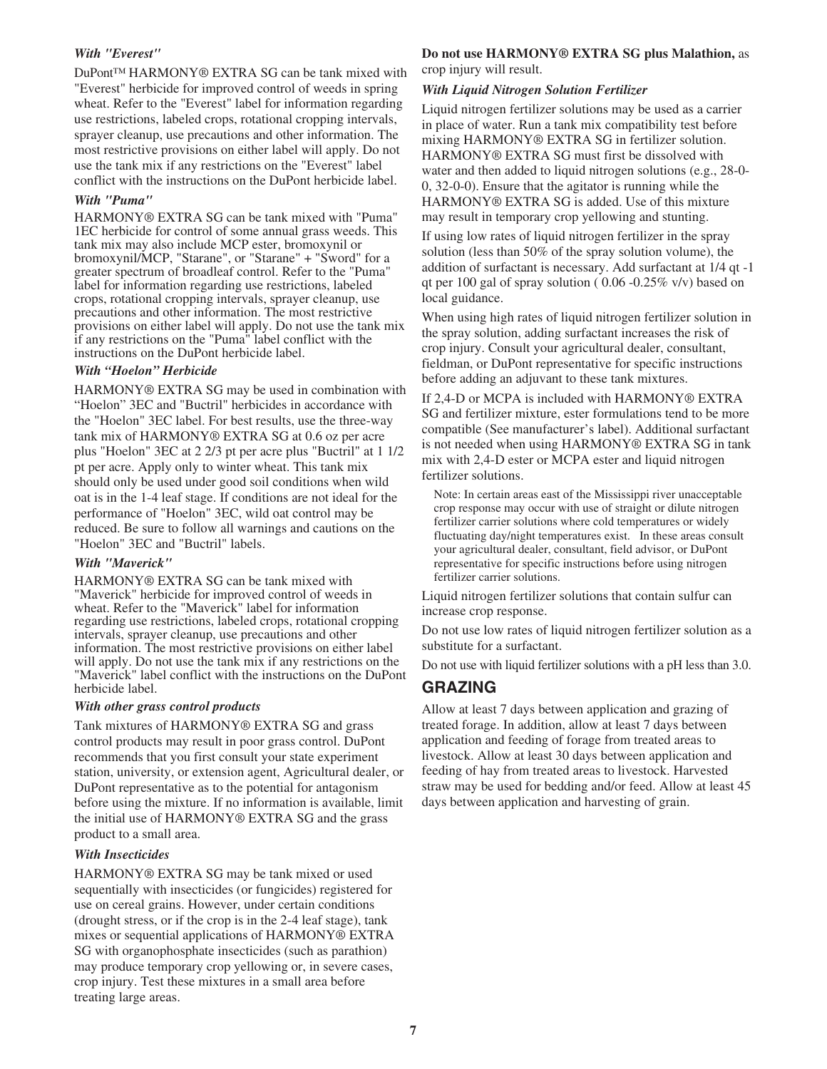### *With "Everest"*

DuPont™ HARMONY® EXTRA SG can be tank mixed with "Everest" herbicide for improved control of weeds in spring wheat. Refer to the "Everest" label for information regarding use restrictions, labeled crops, rotational cropping intervals, sprayer cleanup, use precautions and other information. The most restrictive provisions on either label will apply. Do not use the tank mix if any restrictions on the "Everest" label conflict with the instructions on the DuPont herbicide label.

### *With "Puma"*

HARMONY® EXTRA SG can be tank mixed with "Puma" 1EC herbicide for control of some annual grass weeds. This tank mix may also include MCP ester, bromoxynil or bromoxynil/MCP, "Starane", or "Starane" + "Sword" for a greater spectrum of broadleaf control. Refer to the "Puma" label for information regarding use restrictions, labeled crops, rotational cropping intervals, sprayer cleanup, use precautions and other information. The most restrictive provisions on either label will apply. Do not use the tank mix if any restrictions on the "Puma" label conflict with the instructions on the DuPont herbicide label.

### *With "Hoelon" Herbicide*

HARMONY® EXTRA SG may be used in combination with "Hoelon" 3EC and "Buctril" herbicides in accordance with the "Hoelon" 3EC label. For best results, use the three-way tank mix of HARMONY® EXTRA SG at 0.6 oz per acre plus "Hoelon" 3EC at 2 2/3 pt per acre plus "Buctril" at 1 1/2 pt per acre. Apply only to winter wheat. This tank mix should only be used under good soil conditions when wild oat is in the 1-4 leaf stage. If conditions are not ideal for the performance of "Hoelon" 3EC, wild oat control may be reduced. Be sure to follow all warnings and cautions on the "Hoelon" 3EC and "Buctril" labels.

### *With "Maverick"*

HARMONY® EXTRA SG can be tank mixed with "Maverick" herbicide for improved control of weeds in wheat. Refer to the "Maverick" label for information regarding use restrictions, labeled crops, rotational cropping intervals, sprayer cleanup, use precautions and other information. The most restrictive provisions on either label will apply. Do not use the tank mix if any restrictions on the "Maverick" label conflict with the instructions on the DuPont herbicide label.

### *With other grass control products*

Tank mixtures of HARMONY® EXTRA SG and grass control products may result in poor grass control. DuPont recommends that you first consult your state experiment station, university, or extension agent, Agricultural dealer, or DuPont representative as to the potential for antagonism before using the mixture. If no information is available, limit the initial use of HARMONY® EXTRA SG and the grass product to a small area.

### *With Insecticides*

HARMONY® EXTRA SG may be tank mixed or used sequentially with insecticides (or fungicides) registered for use on cereal grains. However, under certain conditions (drought stress, or if the crop is in the 2-4 leaf stage), tank mixes or sequential applications of HARMONY® EXTRA SG with organophosphate insecticides (such as parathion) may produce temporary crop yellowing or, in severe cases, crop injury. Test these mixtures in a small area before treating large areas.

**Do not use HARMONY® EXTRA SG plus Malathion,** as crop injury will result.

### *With Liquid Nitrogen Solution Fertilizer*

Liquid nitrogen fertilizer solutions may be used as a carrier in place of water. Run a tank mix compatibility test before mixing HARMONY® EXTRA SG in fertilizer solution. HARMONY® EXTRA SG must first be dissolved with water and then added to liquid nitrogen solutions (e.g., 28-0-0, 32-0-0). Ensure that the agitator is running while the HARMONY® EXTRA SG is added. Use of this mixture may result in temporary crop yellowing and stunting.

If using low rates of liquid nitrogen fertilizer in the spray solution (less than 50% of the spray solution volume), the addition of surfactant is necessary. Add surfactant at 1/4 qt -1 qt per 100 gal of spray solution ( 0.06 -0.25% v/v) based on local guidance.

When using high rates of liquid nitrogen fertilizer solution in the spray solution, adding surfactant increases the risk of crop injury. Consult your agricultural dealer, consultant, fieldman, or DuPont representative for specific instructions before adding an adjuvant to these tank mixtures.

If 2,4-D or MCPA is included with HARMONY® EXTRA SG and fertilizer mixture, ester formulations tend to be more compatible (See manufacturer's label). Additional surfactant is not needed when using HARMONY® EXTRA SG in tank mix with 2,4-D ester or MCPA ester and liquid nitrogen fertilizer solutions.

Note: In certain areas east of the Mississippi river unacceptable crop response may occur with use of straight or dilute nitrogen fertilizer carrier solutions where cold temperatures or widely fluctuating day/night temperatures exist. In these areas consult your agricultural dealer, consultant, field advisor, or DuPont representative for specific instructions before using nitrogen fertilizer carrier solutions.

Liquid nitrogen fertilizer solutions that contain sulfur can increase crop response.

Do not use low rates of liquid nitrogen fertilizer solution as a substitute for a surfactant.

Do not use with liquid fertilizer solutions with a pH less than 3.0.

## GRAZING

Allow at least 7 days between application and grazing of treated forage. In addition, allow at least 7 days between application and feeding of forage from treated areas to livestock. Allow at least 30 days between application and feeding of hay from treated areas to livestock. Harvested straw may be used for bedding and/or feed. Allow at least 45 days between application and harvesting of grain.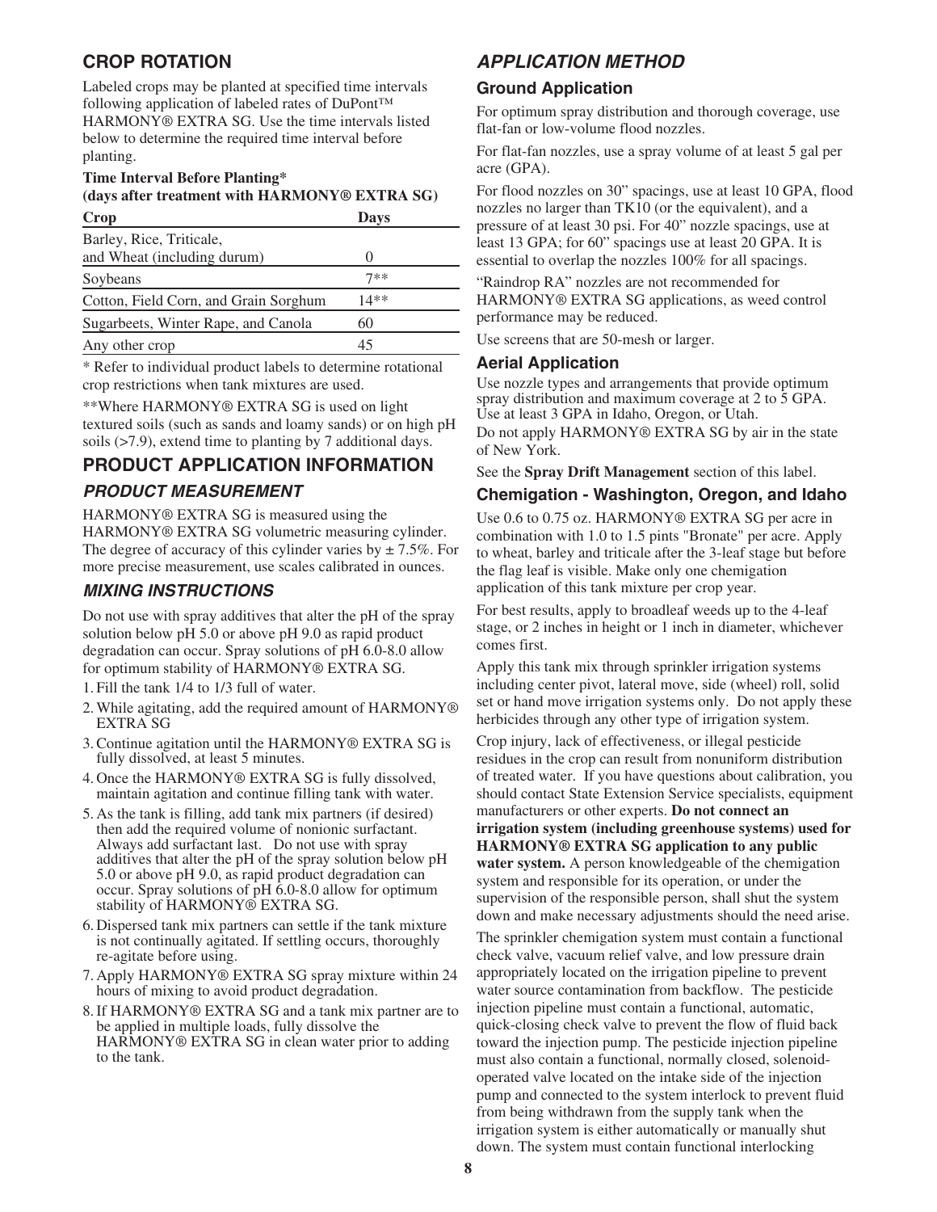## CROP ROTATION

Labeled crops may be planted at specified time intervals following application of labeled rates of DuPont™ HARMONY® EXTRA SG. Use the time intervals listed below to determine the required time interval before planting.

**Time Interval Before Planting***
**(days after treatment with HARMONY® EXTRA SG)**

| Crop | Days |
|---|---|
| Barley, Rice, Triticale, and Wheat (including durum) | 0 |
| Soybeans | 7** |
| Cotton, Field Corn, and Grain Sorghum | 14** |
| Sugarbeets, Winter Rape, and Canola | 60 |
| Any other crop | 45 |

* Refer to individual product labels to determine rotational crop restrictions when tank mixtures are used.

**Where HARMONY® EXTRA SG is used on light textured soils (such as sands and loamy sands) or on high pH soils (>7.9), extend time to planting by 7 additional days.

## PRODUCT APPLICATION INFORMATION

### *PRODUCT MEASUREMENT*

HARMONY® EXTRA SG is measured using the HARMONY® EXTRA SG volumetric measuring cylinder. The degree of accuracy of this cylinder varies by ± 7.5%. For more precise measurement, use scales calibrated in ounces.

### *MIXING INSTRUCTIONS*

Do not use with spray additives that alter the pH of the spray solution below pH 5.0 or above pH 9.0 as rapid product degradation can occur. Spray solutions of pH 6.0-8.0 allow for optimum stability of HARMONY® EXTRA SG.

1. Fill the tank 1/4 to 1/3 full of water.
2. While agitating, add the required amount of HARMONY® EXTRA SG
3. Continue agitation until the HARMONY® EXTRA SG is fully dissolved, at least 5 minutes.
4. Once the HARMONY® EXTRA SG is fully dissolved, maintain agitation and continue filling tank with water.
5. As the tank is filling, add tank mix partners (if desired) then add the required volume of nonionic surfactant. Always add surfactant last. Do not use with spray additives that alter the pH of the spray solution below pH 5.0 or above pH 9.0, as rapid product degradation can occur. Spray solutions of pH 6.0-8.0 allow for optimum stability of HARMONY® EXTRA SG.
6. Dispersed tank mix partners can settle if the tank mixture is not continually agitated. If settling occurs, thoroughly re-agitate before using.
7. Apply HARMONY® EXTRA SG spray mixture within 24 hours of mixing to avoid product degradation.
8. If HARMONY® EXTRA SG and a tank mix partner are to be applied in multiple loads, fully dissolve the HARMONY® EXTRA SG in clean water prior to adding to the tank.

### *APPLICATION METHOD*

#### Ground Application

For optimum spray distribution and thorough coverage, use flat-fan or low-volume flood nozzles.

For flat-fan nozzles, use a spray volume of at least 5 gal per acre (GPA).

For flood nozzles on 30" spacings, use at least 10 GPA, flood nozzles no larger than TK10 (or the equivalent), and a pressure of at least 30 psi. For 40" nozzle spacings, use at least 13 GPA; for 60" spacings use at least 20 GPA. It is essential to overlap the nozzles 100% for all spacings.

"Raindrop RA" nozzles are not recommended for HARMONY® EXTRA SG applications, as weed control performance may be reduced.

Use screens that are 50-mesh or larger.

#### Aerial Application

Use nozzle types and arrangements that provide optimum spray distribution and maximum coverage at 2 to 5 GPA. Use at least 3 GPA in Idaho, Oregon, or Utah.

Do not apply HARMONY® EXTRA SG by air in the state of New York.

See the **Spray Drift Management** section of this label.

#### Chemigation - Washington, Oregon, and Idaho

Use 0.6 to 0.75 oz. HARMONY® EXTRA SG per acre in combination with 1.0 to 1.5 pints "Bronate" per acre. Apply to wheat, barley and triticale after the 3-leaf stage but before the flag leaf is visible. Make only one chemigation application of this tank mixture per crop year.

For best results, apply to broadleaf weeds up to the 4-leaf stage, or 2 inches in height or 1 inch in diameter, whichever comes first.

Apply this tank mix through sprinkler irrigation systems including center pivot, lateral move, side (wheel) roll, solid set or hand move irrigation systems only. Do not apply these herbicides through any other type of irrigation system.

Crop injury, lack of effectiveness, or illegal pesticide residues in the crop can result from nonuniform distribution of treated water. If you have questions about calibration, you should contact State Extension Service specialists, equipment manufacturers or other experts. **Do not connect an irrigation system (including greenhouse systems) used for HARMONY® EXTRA SG application to any public water system.** A person knowledgeable of the chemigation system and responsible for its operation, or under the supervision of the responsible person, shall shut the system down and make necessary adjustments should the need arise.

The sprinkler chemigation system must contain a functional check valve, vacuum relief valve, and low pressure drain appropriately located on the irrigation pipeline to prevent water source contamination from backflow. The pesticide injection pipeline must contain a functional, automatic, quick-closing check valve to prevent the flow of fluid back toward the injection pump. The pesticide injection pipeline must also contain a functional, normally closed, solenoid-operated valve located on the intake side of the injection pump and connected to the system interlock to prevent fluid from being withdrawn from the supply tank when the irrigation system is either automatically or manually shut down. The system must contain functional interlocking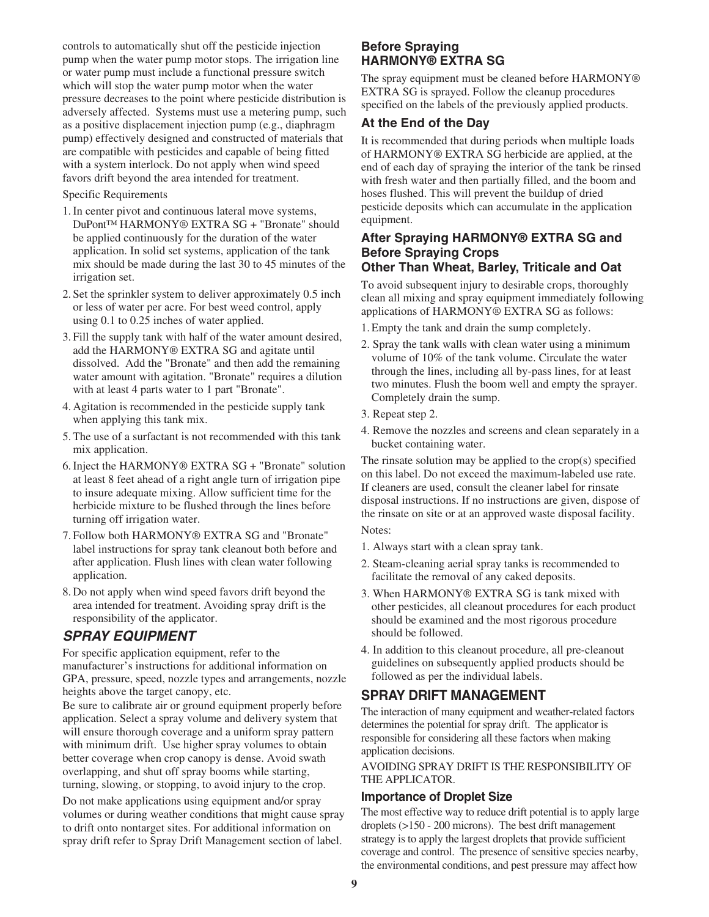controls to automatically shut off the pesticide injection pump when the water pump motor stops. The irrigation line or water pump must include a functional pressure switch which will stop the water pump motor when the water pressure decreases to the point where pesticide distribution is adversely affected. Systems must use a metering pump, such as a positive displacement injection pump (e.g., diaphragm pump) effectively designed and constructed of materials that are compatible with pesticides and capable of being fitted with a system interlock. Do not apply when wind speed favors drift beyond the area intended for treatment.

Specific Requirements

1. In center pivot and continuous lateral move systems, DuPont™ HARMONY® EXTRA SG + "Bronate" should be applied continuously for the duration of the water application. In solid set systems, application of the tank mix should be made during the last 30 to 45 minutes of the irrigation set.
2. Set the sprinkler system to deliver approximately 0.5 inch or less of water per acre. For best weed control, apply using 0.1 to 0.25 inches of water applied.
3. Fill the supply tank with half of the water amount desired, add the HARMONY® EXTRA SG and agitate until dissolved. Add the "Bronate" and then add the remaining water amount with agitation. "Bronate" requires a dilution with at least 4 parts water to 1 part "Bronate".
4. Agitation is recommended in the pesticide supply tank when applying this tank mix.
5. The use of a surfactant is not recommended with this tank mix application.
6. Inject the HARMONY® EXTRA SG + "Bronate" solution at least 8 feet ahead of a right angle turn of irrigation pipe to insure adequate mixing. Allow sufficient time for the herbicide mixture to be flushed through the lines before turning off irrigation water.
7. Follow both HARMONY® EXTRA SG and "Bronate" label instructions for spray tank cleanout both before and after application. Flush lines with clean water following application.
8. Do not apply when wind speed favors drift beyond the area intended for treatment. Avoiding spray drift is the responsibility of the applicator.

## *SPRAY EQUIPMENT*

For specific application equipment, refer to the manufacturer's instructions for additional information on GPA, pressure, speed, nozzle types and arrangements, nozzle heights above the target canopy, etc.

Be sure to calibrate air or ground equipment properly before application. Select a spray volume and delivery system that will ensure thorough coverage and a uniform spray pattern with minimum drift. Use higher spray volumes to obtain better coverage when crop canopy is dense. Avoid swath overlapping, and shut off spray booms while starting, turning, slowing, or stopping, to avoid injury to the crop.

Do not make applications using equipment and/or spray volumes or during weather conditions that might cause spray to drift onto nontarget sites. For additional information on spray drift refer to Spray Drift Management section of label.

### Before Spraying HARMONY® EXTRA SG

The spray equipment must be cleaned before HARMONY® EXTRA SG is sprayed. Follow the cleanup procedures specified on the labels of the previously applied products.

### At the End of the Day

It is recommended that during periods when multiple loads of HARMONY® EXTRA SG herbicide are applied, at the end of each day of spraying the interior of the tank be rinsed with fresh water and then partially filled, and the boom and hoses flushed. This will prevent the buildup of dried pesticide deposits which can accumulate in the application equipment.

### After Spraying HARMONY® EXTRA SG and Before Spraying Crops Other Than Wheat, Barley, Triticale and Oat

To avoid subsequent injury to desirable crops, thoroughly clean all mixing and spray equipment immediately following applications of HARMONY® EXTRA SG as follows:

1. Empty the tank and drain the sump completely.
2. Spray the tank walls with clean water using a minimum volume of 10% of the tank volume. Circulate the water through the lines, including all by-pass lines, for at least two minutes. Flush the boom well and empty the sprayer. Completely drain the sump.
3. Repeat step 2.
4. Remove the nozzles and screens and clean separately in a bucket containing water.

The rinsate solution may be applied to the crop(s) specified on this label. Do not exceed the maximum-labeled use rate. If cleaners are used, consult the cleaner label for rinsate disposal instructions. If no instructions are given, dispose of the rinsate on site or at an approved waste disposal facility.

Notes:

1. Always start with a clean spray tank.
2. Steam-cleaning aerial spray tanks is recommended to facilitate the removal of any caked deposits.
3. When HARMONY® EXTRA SG is tank mixed with other pesticides, all cleanout procedures for each product should be examined and the most rigorous procedure should be followed.
4. In addition to this cleanout procedure, all pre-cleanout guidelines on subsequently applied products should be followed as per the individual labels.

## SPRAY DRIFT MANAGEMENT

The interaction of many equipment and weather-related factors determines the potential for spray drift. The applicator is responsible for considering all these factors when making application decisions.

AVOIDING SPRAY DRIFT IS THE RESPONSIBILITY OF THE APPLICATOR.

### Importance of Droplet Size

The most effective way to reduce drift potential is to apply large droplets (>150 - 200 microns). The best drift management strategy is to apply the largest droplets that provide sufficient coverage and control. The presence of sensitive species nearby, the environmental conditions, and pest pressure may affect how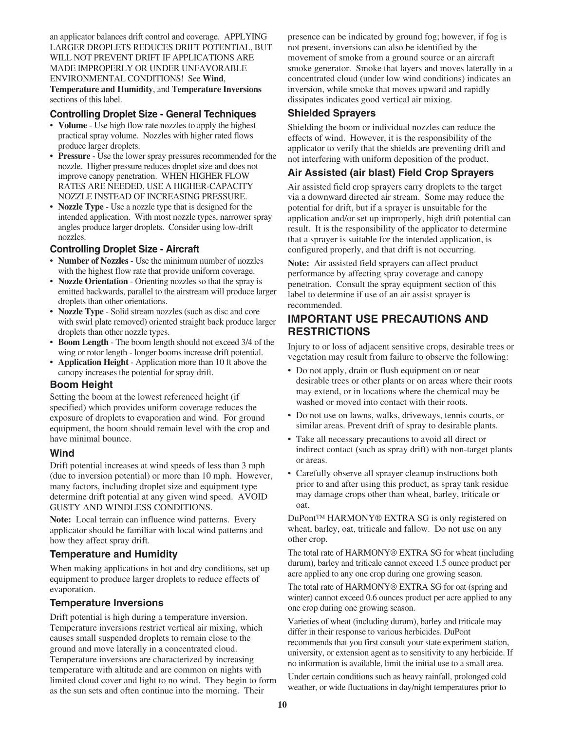an applicator balances drift control and coverage. APPLYING LARGER DROPLETS REDUCES DRIFT POTENTIAL, BUT WILL NOT PREVENT DRIFT IF APPLICATIONS ARE MADE IMPROPERLY OR UNDER UNFAVORABLE ENVIRONMENTAL CONDITIONS! See **Wind**, **Temperature and Humidity**, and **Temperature Inversions** sections of this label.

### Controlling Droplet Size - General Techniques

- **Volume** - Use high flow rate nozzles to apply the highest practical spray volume. Nozzles with higher rated flows produce larger droplets.
- **Pressure** - Use the lower spray pressures recommended for the nozzle. Higher pressure reduces droplet size and does not improve canopy penetration. WHEN HIGHER FLOW RATES ARE NEEDED, USE A HIGHER-CAPACITY NOZZLE INSTEAD OF INCREASING PRESSURE.
- **Nozzle Type** - Use a nozzle type that is designed for the intended application. With most nozzle types, narrower spray angles produce larger droplets. Consider using low-drift nozzles.

### Controlling Droplet Size - Aircraft

- **Number of Nozzles** - Use the minimum number of nozzles with the highest flow rate that provide uniform coverage.
- **Nozzle Orientation** - Orienting nozzles so that the spray is emitted backwards, parallel to the airstream will produce larger droplets than other orientations.
- **Nozzle Type** - Solid stream nozzles (such as disc and core with swirl plate removed) oriented straight back produce larger droplets than other nozzle types.
- **Boom Length** - The boom length should not exceed 3/4 of the wing or rotor length - longer booms increase drift potential.
- **Application Height** - Application more than 10 ft above the canopy increases the potential for spray drift.

### Boom Height

Setting the boom at the lowest referenced height (if specified) which provides uniform coverage reduces the exposure of droplets to evaporation and wind. For ground equipment, the boom should remain level with the crop and have minimal bounce.

### Wind

Drift potential increases at wind speeds of less than 3 mph (due to inversion potential) or more than 10 mph. However, many factors, including droplet size and equipment type determine drift potential at any given wind speed. AVOID GUSTY AND WINDLESS CONDITIONS.

**Note:** Local terrain can influence wind patterns. Every applicator should be familiar with local wind patterns and how they affect spray drift.

### Temperature and Humidity

When making applications in hot and dry conditions, set up equipment to produce larger droplets to reduce effects of evaporation.

### Temperature Inversions

Drift potential is high during a temperature inversion. Temperature inversions restrict vertical air mixing, which causes small suspended droplets to remain close to the ground and move laterally in a concentrated cloud. Temperature inversions are characterized by increasing temperature with altitude and are common on nights with limited cloud cover and light to no wind. They begin to form as the sun sets and often continue into the morning. Their presence can be indicated by ground fog; however, if fog is not present, inversions can also be identified by the movement of smoke from a ground source or an aircraft smoke generator. Smoke that layers and moves laterally in a concentrated cloud (under low wind conditions) indicates an inversion, while smoke that moves upward and rapidly dissipates indicates good vertical air mixing.

### Shielded Sprayers

Shielding the boom or individual nozzles can reduce the effects of wind. However, it is the responsibility of the applicator to verify that the shields are preventing drift and not interfering with uniform deposition of the product.

### Air Assisted (air blast) Field Crop Sprayers

Air assisted field crop sprayers carry droplets to the target via a downward directed air stream. Some may reduce the potential for drift, but if a sprayer is unsuitable for the application and/or set up improperly, high drift potential can result. It is the responsibility of the applicator to determine that a sprayer is suitable for the intended application, is configured properly, and that drift is not occurring.

**Note:** Air assisted field sprayers can affect product performance by affecting spray coverage and canopy penetration. Consult the spray equipment section of this label to determine if use of an air assist sprayer is recommended.

## IMPORTANT USE PRECAUTIONS AND RESTRICTIONS

Injury to or loss of adjacent sensitive crops, desirable trees or vegetation may result from failure to observe the following:

- Do not apply, drain or flush equipment on or near desirable trees or other plants or on areas where their roots may extend, or in locations where the chemical may be washed or moved into contact with their roots.
- Do not use on lawns, walks, driveways, tennis courts, or similar areas. Prevent drift of spray to desirable plants.
- Take all necessary precautions to avoid all direct or indirect contact (such as spray drift) with non-target plants or areas.
- Carefully observe all sprayer cleanup instructions both prior to and after using this product, as spray tank residue may damage crops other than wheat, barley, triticale or oat.

DuPont™ HARMONY® EXTRA SG is only registered on wheat, barley, oat, triticale and fallow. Do not use on any other crop.

The total rate of HARMONY® EXTRA SG for wheat (including durum), barley and triticale cannot exceed 1.5 ounce product per acre applied to any one crop during one growing season.

The total rate of HARMONY® EXTRA SG for oat (spring and winter) cannot exceed 0.6 ounces product per acre applied to any one crop during one growing season.

Varieties of wheat (including durum), barley and triticale may differ in their response to various herbicides. DuPont recommends that you first consult your state experiment station, university, or extension agent as to sensitivity to any herbicide. If no information is available, limit the initial use to a small area.

Under certain conditions such as heavy rainfall, prolonged cold weather, or wide fluctuations in day/night temperatures prior to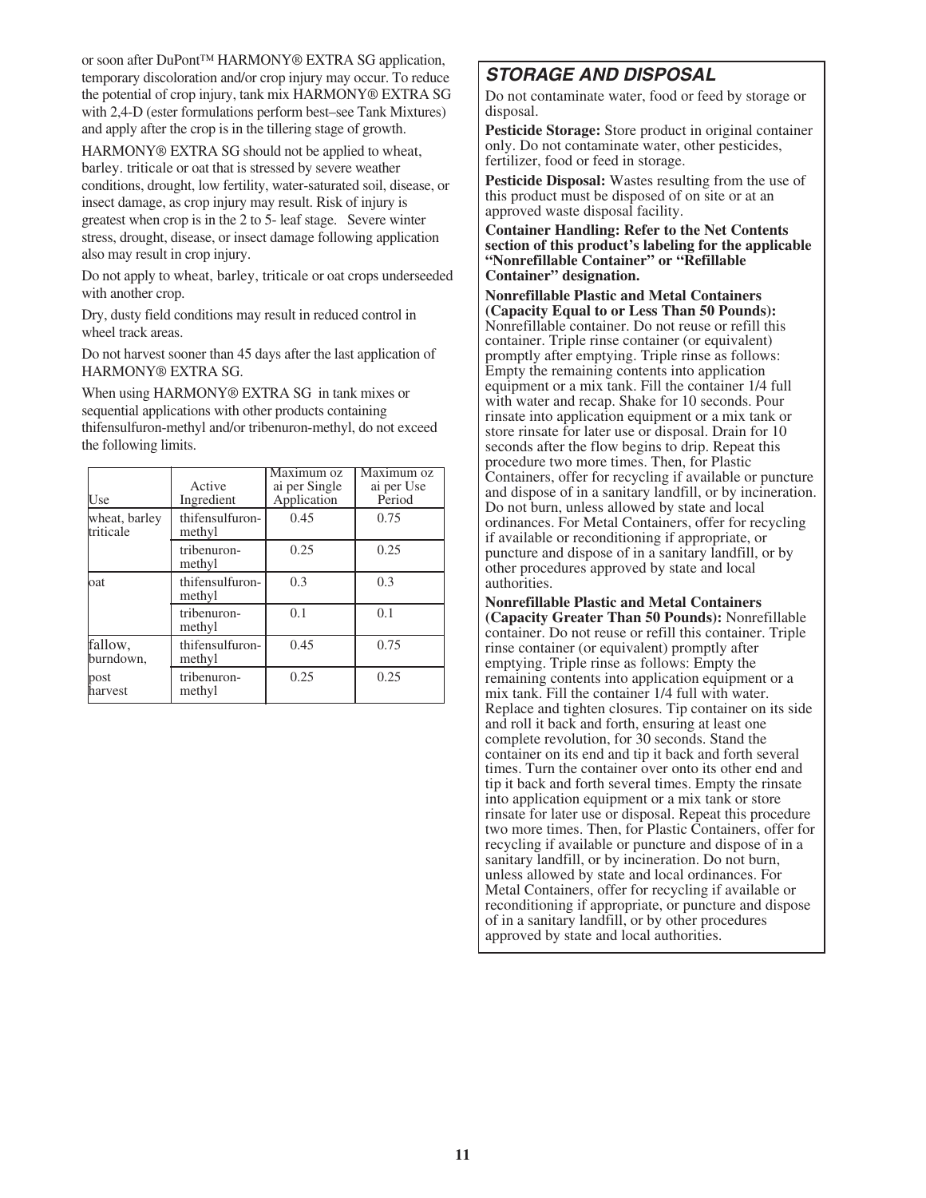or soon after DuPont™ HARMONY® EXTRA SG application, temporary discoloration and/or crop injury may occur. To reduce the potential of crop injury, tank mix HARMONY® EXTRA SG with 2,4-D (ester formulations perform best–see Tank Mixtures) and apply after the crop is in the tillering stage of growth.

HARMONY® EXTRA SG should not be applied to wheat, barley. triticale or oat that is stressed by severe weather conditions, drought, low fertility, water-saturated soil, disease, or insect damage, as crop injury may result. Risk of injury is greatest when crop is in the 2 to 5- leaf stage. Severe winter stress, drought, disease, or insect damage following application also may result in crop injury.

Do not apply to wheat, barley, triticale or oat crops underseeded with another crop.

Dry, dusty field conditions may result in reduced control in wheel track areas.

Do not harvest sooner than 45 days after the last application of HARMONY® EXTRA SG.

When using HARMONY® EXTRA SG in tank mixes or sequential applications with other products containing thifensulfuron-methyl and/or tribenuron-methyl, do not exceed the following limits.

| Use | Active Ingredient | Maximum oz ai per Single Application | Maximum oz ai per Use Period |
|---|---|---|---|
| wheat, barley triticale | thifensulfuron-methyl | 0.45 | 0.75 |
| | tribenuron-methyl | 0.25 | 0.25 |
| oat | thifensulfuron-methyl | 0.3 | 0.3 |
| | tribenuron-methyl | 0.1 | 0.1 |
| fallow, burndown, | thifensulfuron-methyl | 0.45 | 0.75 |
| post harvest | tribenuron-methyl | 0.25 | 0.25 |

## STORAGE AND DISPOSAL

Do not contaminate water, food or feed by storage or disposal.

**Pesticide Storage:** Store product in original container only. Do not contaminate water, other pesticides, fertilizer, food or feed in storage.

**Pesticide Disposal:** Wastes resulting from the use of this product must be disposed of on site or at an approved waste disposal facility.

**Container Handling: Refer to the Net Contents section of this product's labeling for the applicable "Nonrefillable Container" or "Refillable Container" designation.**

**Nonrefillable Plastic and Metal Containers (Capacity Equal to or Less Than 50 Pounds):** Nonrefillable container. Do not reuse or refill this container. Triple rinse container (or equivalent) promptly after emptying. Triple rinse as follows: Empty the remaining contents into application equipment or a mix tank. Fill the container 1/4 full with water and recap. Shake for 10 seconds. Pour rinsate into application equipment or a mix tank or store rinsate for later use or disposal. Drain for 10 seconds after the flow begins to drip. Repeat this procedure two more times. Then, for Plastic Containers, offer for recycling if available or puncture and dispose of in a sanitary landfill, or by incineration. Do not burn, unless allowed by state and local ordinances. For Metal Containers, offer for recycling if available or reconditioning if appropriate, or puncture and dispose of in a sanitary landfill, or by other procedures approved by state and local authorities.

**Nonrefillable Plastic and Metal Containers (Capacity Greater Than 50 Pounds):** Nonrefillable container. Do not reuse or refill this container. Triple rinse container (or equivalent) promptly after emptying. Triple rinse as follows: Empty the remaining contents into application equipment or a mix tank. Fill the container 1/4 full with water. Replace and tighten closures. Tip container on its side and roll it back and forth, ensuring at least one complete revolution, for 30 seconds. Stand the container on its end and tip it back and forth several times. Turn the container over onto its other end and tip it back and forth several times. Empty the rinsate into application equipment or a mix tank or store rinsate for later use or disposal. Repeat this procedure two more times. Then, for Plastic Containers, offer for recycling if available or puncture and dispose of in a sanitary landfill, or by incineration. Do not burn, unless allowed by state and local ordinances. For Metal Containers, offer for recycling if available or reconditioning if appropriate, or puncture and dispose of in a sanitary landfill, or by other procedures approved by state and local authorities.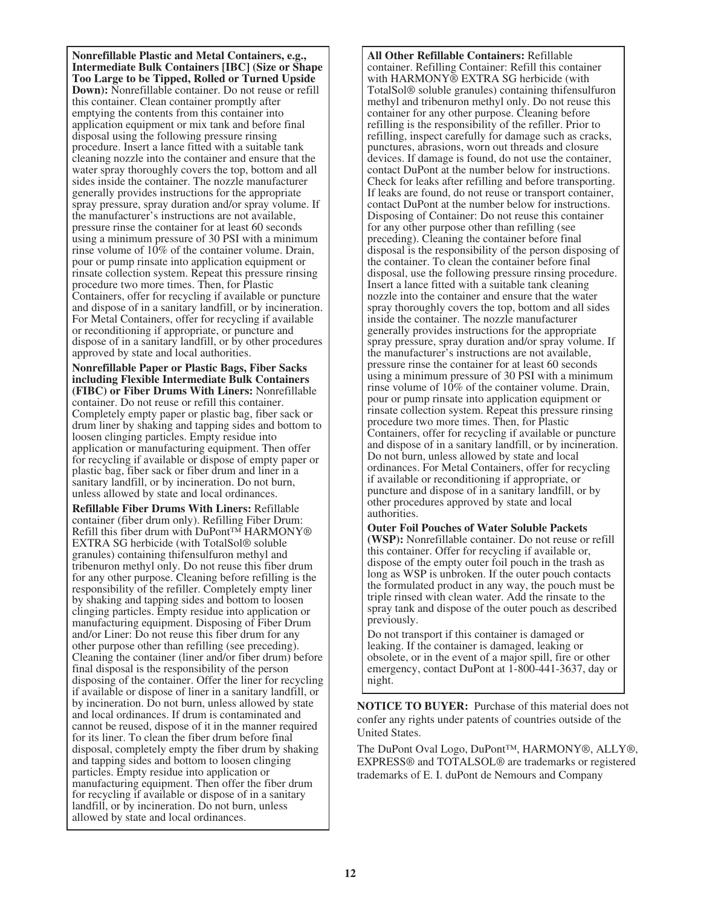**Nonrefillable Plastic and Metal Containers, e.g., Intermediate Bulk Containers [IBC] (Size or Shape Too Large to be Tipped, Rolled or Turned Upside Down):** Nonrefillable container. Do not reuse or refill this container. Clean container promptly after emptying the contents from this container into application equipment or mix tank and before final disposal using the following pressure rinsing procedure. Insert a lance fitted with a suitable tank cleaning nozzle into the container and ensure that the water spray thoroughly covers the top, bottom and all sides inside the container. The nozzle manufacturer generally provides instructions for the appropriate spray pressure, spray duration and/or spray volume. If the manufacturer's instructions are not available, pressure rinse the container for at least 60 seconds using a minimum pressure of 30 PSI with a minimum rinse volume of 10% of the container volume. Drain, pour or pump rinsate into application equipment or rinsate collection system. Repeat this pressure rinsing procedure two more times. Then, for Plastic Containers, offer for recycling if available or puncture and dispose of in a sanitary landfill, or by incineration. For Metal Containers, offer for recycling if available or reconditioning if appropriate, or puncture and dispose of in a sanitary landfill, or by other procedures approved by state and local authorities.

**Nonrefillable Paper or Plastic Bags, Fiber Sacks including Flexible Intermediate Bulk Containers (FIBC) or Fiber Drums With Liners:** Nonrefillable container. Do not reuse or refill this container. Completely empty paper or plastic bag, fiber sack or drum liner by shaking and tapping sides and bottom to loosen clinging particles. Empty residue into application or manufacturing equipment. Then offer for recycling if available or dispose of empty paper or plastic bag, fiber sack or fiber drum and liner in a sanitary landfill, or by incineration. Do not burn, unless allowed by state and local ordinances.

**Refillable Fiber Drums With Liners:** Refillable container (fiber drum only). Refilling Fiber Drum: Refill this fiber drum with DuPont™ HARMONY® EXTRA SG herbicide (with TotalSol® soluble granules) containing thifensulfuron methyl and tribenuron methyl only. Do not reuse this fiber drum for any other purpose. Cleaning before refilling is the responsibility of the refiller. Completely empty liner by shaking and tapping sides and bottom to loosen clinging particles. Empty residue into application or manufacturing equipment. Disposing of Fiber Drum and/or Liner: Do not reuse this fiber drum for any other purpose other than refilling (see preceding). Cleaning the container (liner and/or fiber drum) before final disposal is the responsibility of the person disposing of the container. Offer the liner for recycling if available or dispose of liner in a sanitary landfill, or by incineration. Do not burn, unless allowed by state and local ordinances. If drum is contaminated and cannot be reused, dispose of it in the manner required for its liner. To clean the fiber drum before final disposal, completely empty the fiber drum by shaking and tapping sides and bottom to loosen clinging particles. Empty residue into application or manufacturing equipment. Then offer the fiber drum for recycling if available or dispose of in a sanitary landfill, or by incineration. Do not burn, unless allowed by state and local ordinances.

**All Other Refillable Containers:** Refillable container. Refilling Container: Refill this container with HARMONY® EXTRA SG herbicide (with TotalSol® soluble granules) containing thifensulfuron methyl and tribenuron methyl only. Do not reuse this container for any other purpose. Cleaning before refilling is the responsibility of the refiller. Prior to refilling, inspect carefully for damage such as cracks, punctures, abrasions, worn out threads and closure devices. If damage is found, do not use the container, contact DuPont at the number below for instructions. Check for leaks after refilling and before transporting. If leaks are found, do not reuse or transport container, contact DuPont at the number below for instructions. Disposing of Container: Do not reuse this container for any other purpose other than refilling (see preceding). Cleaning the container before final disposal is the responsibility of the person disposing of the container. To clean the container before final disposal, use the following pressure rinsing procedure. Insert a lance fitted with a suitable tank cleaning nozzle into the container and ensure that the water spray thoroughly covers the top, bottom and all sides inside the container. The nozzle manufacturer generally provides instructions for the appropriate spray pressure, spray duration and/or spray volume. If the manufacturer's instructions are not available, pressure rinse the container for at least 60 seconds using a minimum pressure of 30 PSI with a minimum rinse volume of 10% of the container volume. Drain, pour or pump rinsate into application equipment or rinsate collection system. Repeat this pressure rinsing procedure two more times. Then, for Plastic Containers, offer for recycling if available or puncture and dispose of in a sanitary landfill, or by incineration. Do not burn, unless allowed by state and local ordinances. For Metal Containers, offer for recycling if available or reconditioning if appropriate, or puncture and dispose of in a sanitary landfill, or by other procedures approved by state and local authorities.

**Outer Foil Pouches of Water Soluble Packets (WSP):** Nonrefillable container. Do not reuse or refill this container. Offer for recycling if available or, dispose of the empty outer foil pouch in the trash as long as WSP is unbroken. If the outer pouch contacts the formulated product in any way, the pouch must be triple rinsed with clean water. Add the rinsate to the spray tank and dispose of the outer pouch as described previously.

Do not transport if this container is damaged or leaking. If the container is damaged, leaking or obsolete, or in the event of a major spill, fire or other emergency, contact DuPont at 1-800-441-3637, day or night.

**NOTICE TO BUYER:** Purchase of this material does not confer any rights under patents of countries outside of the United States.

The DuPont Oval Logo, DuPont™, HARMONY®, ALLY®, EXPRESS® and TOTALSOL® are trademarks or registered trademarks of E. I. duPont de Nemours and Company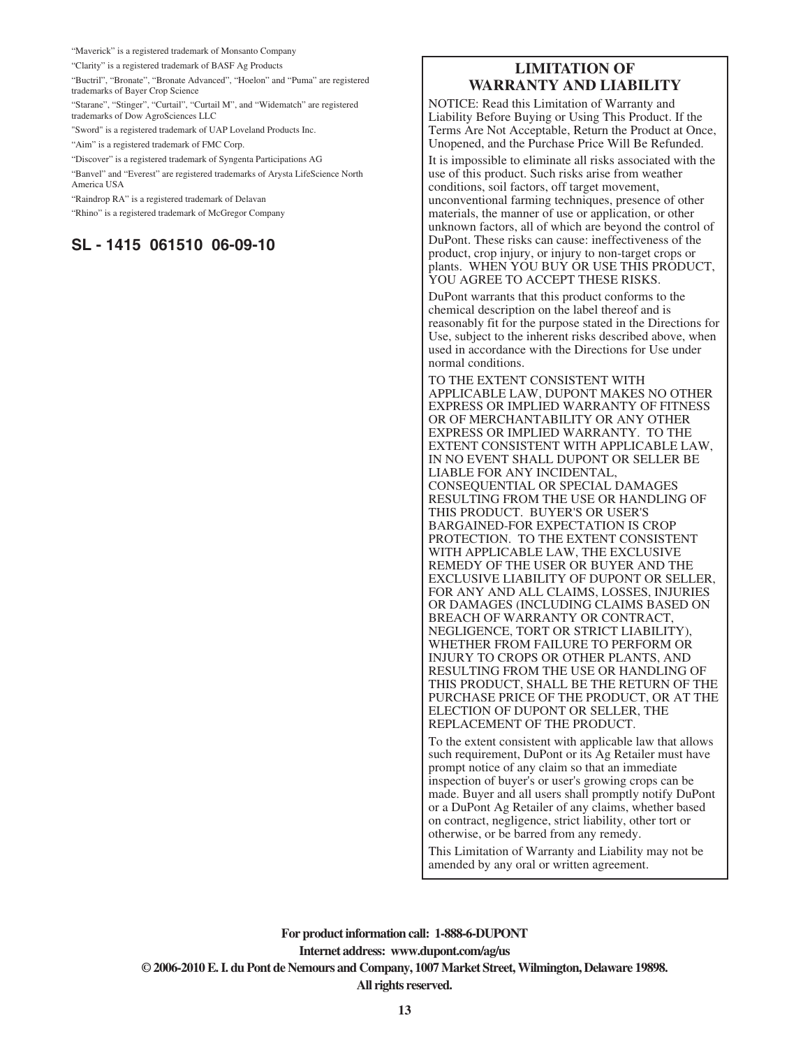"Maverick" is a registered trademark of Monsanto Company

"Clarity" is a registered trademark of BASF Ag Products

"Buctril", "Bronate", "Bronate Advanced", "Hoelon" and "Puma" are registered trademarks of Bayer Crop Science

"Starane", "Stinger", "Curtail", "Curtail M", and "Widematch" are registered trademarks of Dow AgroSciences LLC

"Sword" is a registered trademark of UAP Loveland Products Inc.

"Aim" is a registered trademark of FMC Corp.

"Discover" is a registered trademark of Syngenta Participations AG

"Banvel" and "Everest" are registered trademarks of Arysta LifeScience North America USA

"Raindrop RA" is a registered trademark of Delavan

"Rhino" is a registered trademark of McGregor Company

**SL - 1415 061510 06-09-10**

## LIMITATION OF WARRANTY AND LIABILITY

NOTICE: Read this Limitation of Warranty and Liability Before Buying or Using This Product. If the Terms Are Not Acceptable, Return the Product at Once, Unopened, and the Purchase Price Will Be Refunded.

It is impossible to eliminate all risks associated with the use of this product. Such risks arise from weather conditions, soil factors, off target movement, unconventional farming techniques, presence of other materials, the manner of use or application, or other unknown factors, all of which are beyond the control of DuPont. These risks can cause: ineffectiveness of the product, crop injury, or injury to non-target crops or plants. WHEN YOU BUY OR USE THIS PRODUCT, YOU AGREE TO ACCEPT THESE RISKS.

DuPont warrants that this product conforms to the chemical description on the label thereof and is reasonably fit for the purpose stated in the Directions for Use, subject to the inherent risks described above, when used in accordance with the Directions for Use under normal conditions.

TO THE EXTENT CONSISTENT WITH APPLICABLE LAW, DUPONT MAKES NO OTHER EXPRESS OR IMPLIED WARRANTY OF FITNESS OR OF MERCHANTABILITY OR ANY OTHER EXPRESS OR IMPLIED WARRANTY. TO THE EXTENT CONSISTENT WITH APPLICABLE LAW, IN NO EVENT SHALL DUPONT OR SELLER BE LIABLE FOR ANY INCIDENTAL, CONSEQUENTIAL OR SPECIAL DAMAGES RESULTING FROM THE USE OR HANDLING OF THIS PRODUCT. BUYER'S OR USER'S BARGAINED-FOR EXPECTATION IS CROP PROTECTION. TO THE EXTENT CONSISTENT WITH APPLICABLE LAW, THE EXCLUSIVE REMEDY OF THE USER OR BUYER AND THE EXCLUSIVE LIABILITY OF DUPONT OR SELLER, FOR ANY AND ALL CLAIMS, LOSSES, INJURIES OR DAMAGES (INCLUDING CLAIMS BASED ON BREACH OF WARRANTY OR CONTRACT, NEGLIGENCE, TORT OR STRICT LIABILITY), WHETHER FROM FAILURE TO PERFORM OR INJURY TO CROPS OR OTHER PLANTS, AND RESULTING FROM THE USE OR HANDLING OF THIS PRODUCT, SHALL BE THE RETURN OF THE PURCHASE PRICE OF THE PRODUCT, OR AT THE ELECTION OF DUPONT OR SELLER, THE REPLACEMENT OF THE PRODUCT.

To the extent consistent with applicable law that allows such requirement, DuPont or its Ag Retailer must have prompt notice of any claim so that an immediate inspection of buyer's or user's growing crops can be made. Buyer and all users shall promptly notify DuPont or a DuPont Ag Retailer of any claims, whether based on contract, negligence, strict liability, other tort or otherwise, or be barred from any remedy.

This Limitation of Warranty and Liability may not be amended by any oral or written agreement.

**For product information call: 1-888-6-DUPONT**

**Internet address: www.dupont.com/ag/us**

**© 2006-2010 E. I. du Pont de Nemours and Company, 1007 Market Street, Wilmington, Delaware 19898.**

**All rights reserved.**